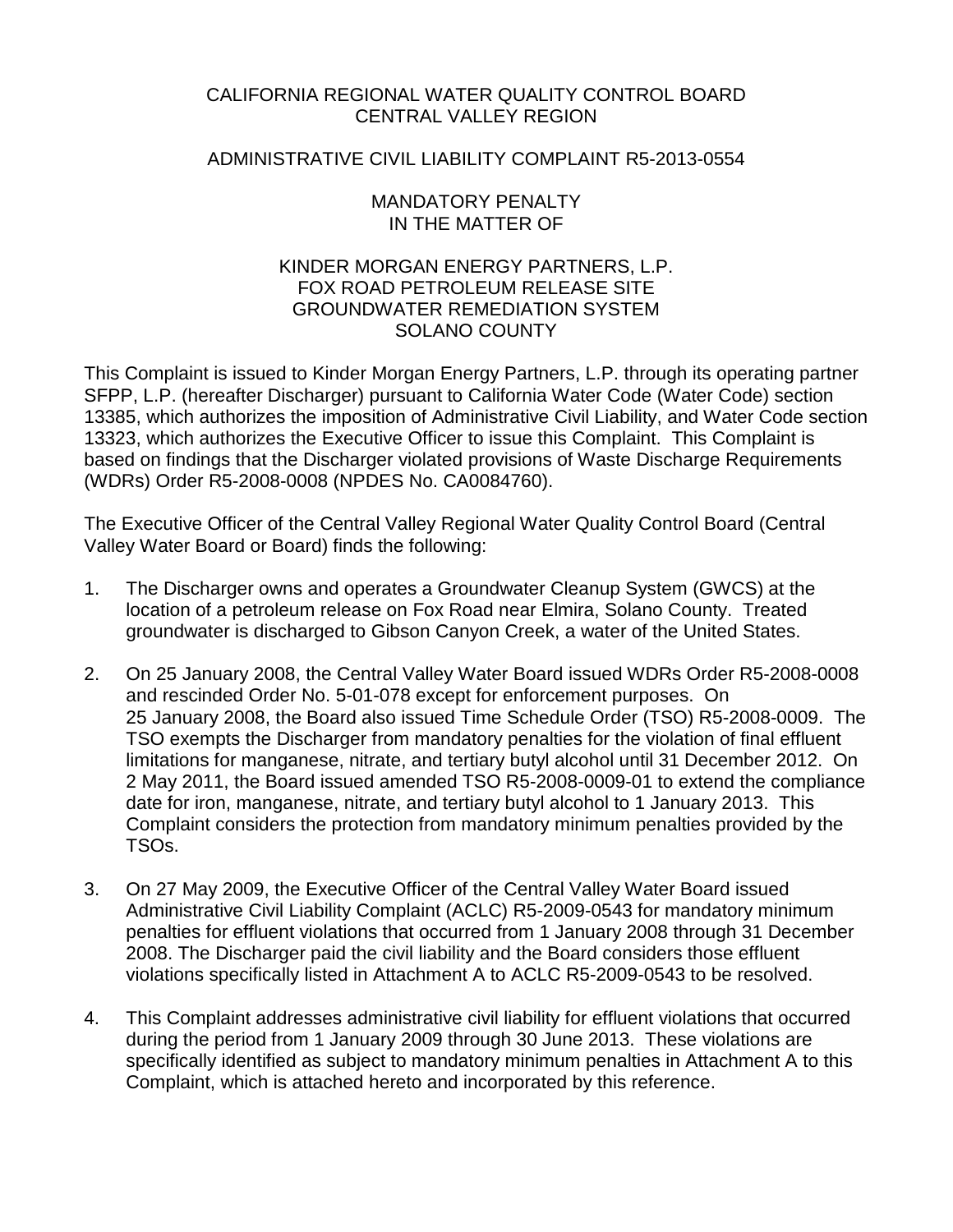# CALIFORNIA REGIONAL WATER QUALITY CONTROL BOARD
# CENTRAL VALLEY REGION

## ADMINISTRATIVE CIVIL LIABILITY COMPLAINT R5-2013-0554

## MANDATORY PENALTY
## IN THE MATTER OF

## KINDER MORGAN ENERGY PARTNERS, L.P.
## FOX ROAD PETROLEUM RELEASE SITE
## GROUNDWATER REMEDIATION SYSTEM
## SOLANO COUNTY

This Complaint is issued to Kinder Morgan Energy Partners, L.P. through its operating partner SFPP, L.P. (hereafter Discharger) pursuant to California Water Code (Water Code) section 13385, which authorizes the imposition of Administrative Civil Liability, and Water Code section 13323, which authorizes the Executive Officer to issue this Complaint. This Complaint is based on findings that the Discharger violated provisions of Waste Discharge Requirements (WDRs) Order R5-2008-0008 (NPDES No. CA0084760).

The Executive Officer of the Central Valley Regional Water Quality Control Board (Central Valley Water Board or Board) finds the following:

1. The Discharger owns and operates a Groundwater Cleanup System (GWCS) at the location of a petroleum release on Fox Road near Elmira, Solano County. Treated groundwater is discharged to Gibson Canyon Creek, a water of the United States.

2. On 25 January 2008, the Central Valley Water Board issued WDRs Order R5-2008-0008 and rescinded Order No. 5-01-078 except for enforcement purposes. On 25 January 2008, the Board also issued Time Schedule Order (TSO) R5-2008-0009. The TSO exempts the Discharger from mandatory penalties for the violation of final effluent limitations for manganese, nitrate, and tertiary butyl alcohol until 31 December 2012. On 2 May 2011, the Board issued amended TSO R5-2008-0009-01 to extend the compliance date for iron, manganese, nitrate, and tertiary butyl alcohol to 1 January 2013. This Complaint considers the protection from mandatory minimum penalties provided by the TSOs.

3. On 27 May 2009, the Executive Officer of the Central Valley Water Board issued Administrative Civil Liability Complaint (ACLC) R5-2009-0543 for mandatory minimum penalties for effluent violations that occurred from 1 January 2008 through 31 December 2008. The Discharger paid the civil liability and the Board considers those effluent violations specifically listed in Attachment A to ACLC R5-2009-0543 to be resolved.

4. This Complaint addresses administrative civil liability for effluent violations that occurred during the period from 1 January 2009 through 30 June 2013. These violations are specifically identified as subject to mandatory minimum penalties in Attachment A to this Complaint, which is attached hereto and incorporated by this reference.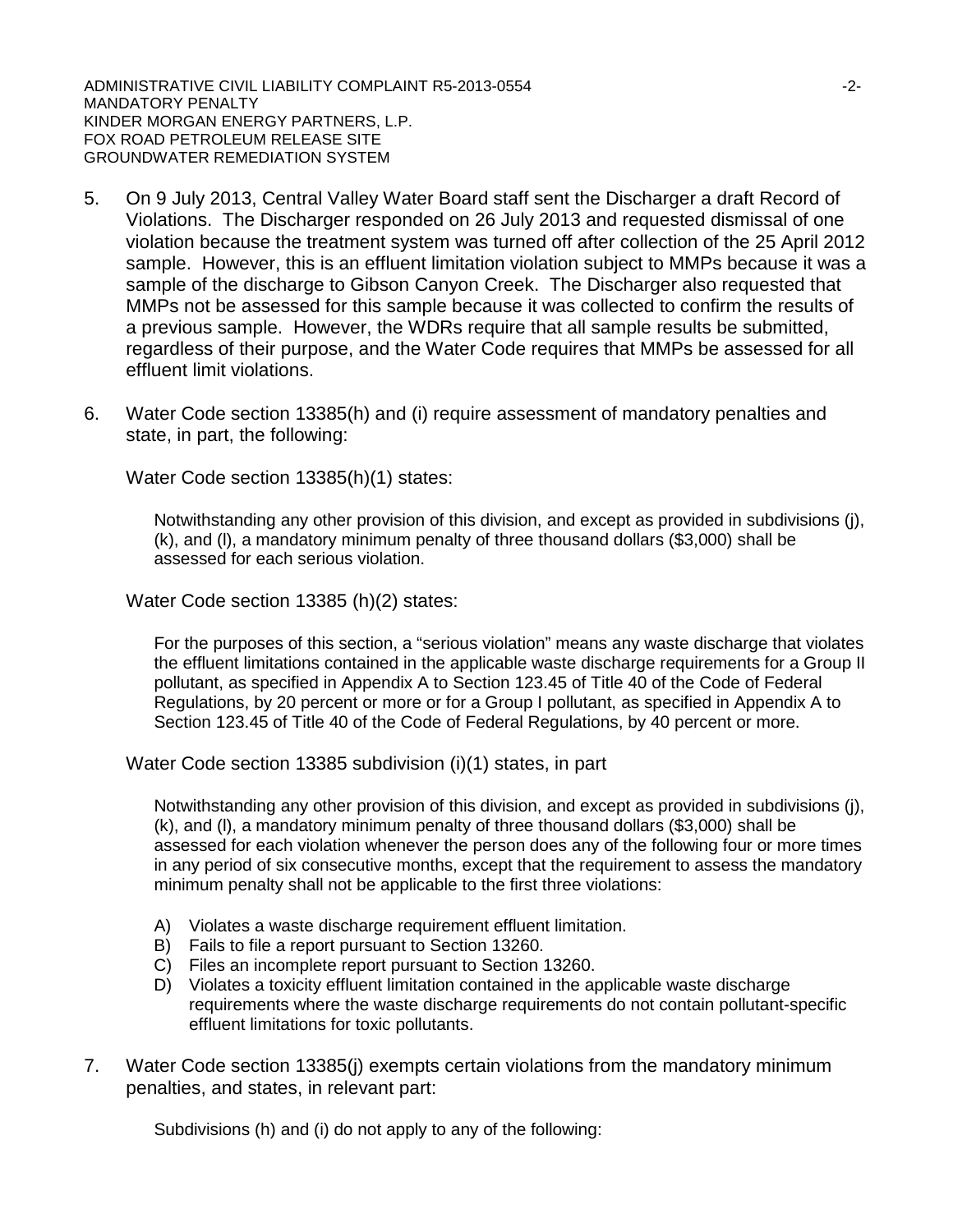5. On 9 July 2013, Central Valley Water Board staff sent the Discharger a draft Record of Violations. The Discharger responded on 26 July 2013 and requested dismissal of one violation because the treatment system was turned off after collection of the 25 April 2012 sample. However, this is an effluent limitation violation subject to MMPs because it was a sample of the discharge to Gibson Canyon Creek. The Discharger also requested that MMPs not be assessed for this sample because it was collected to confirm the results of a previous sample. However, the WDRs require that all sample results be submitted, regardless of their purpose, and the Water Code requires that MMPs be assessed for all effluent limit violations.

6. Water Code section 13385(h) and (i) require assessment of mandatory penalties and state, in part, the following:

   Water Code section 13385(h)(1) states:

   > Notwithstanding any other provision of this division, and except as provided in subdivisions (j), (k), and (l), a mandatory minimum penalty of three thousand dollars ($3,000) shall be assessed for each serious violation.

   Water Code section 13385 (h)(2) states:

   > For the purposes of this section, a "serious violation" means any waste discharge that violates the effluent limitations contained in the applicable waste discharge requirements for a Group II pollutant, as specified in Appendix A to Section 123.45 of Title 40 of the Code of Federal Regulations, by 20 percent or more or for a Group I pollutant, as specified in Appendix A to Section 123.45 of Title 40 of the Code of Federal Regulations, by 40 percent or more.

   Water Code section 13385 subdivision (i)(1) states, in part

   > Notwithstanding any other provision of this division, and except as provided in subdivisions (j), (k), and (l), a mandatory minimum penalty of three thousand dollars ($3,000) shall be assessed for each violation whenever the person does any of the following four or more times in any period of six consecutive months, except that the requirement to assess the mandatory minimum penalty shall not be applicable to the first three violations:
   >
   > A) Violates a waste discharge requirement effluent limitation.
   > B) Fails to file a report pursuant to Section 13260.
   > C) Files an incomplete report pursuant to Section 13260.
   > D) Violates a toxicity effluent limitation contained in the applicable waste discharge requirements where the waste discharge requirements do not contain pollutant-specific effluent limitations for toxic pollutants.

7. Water Code section 13385(j) exempts certain violations from the mandatory minimum penalties, and states, in relevant part:

   > Subdivisions (h) and (i) do not apply to any of the following: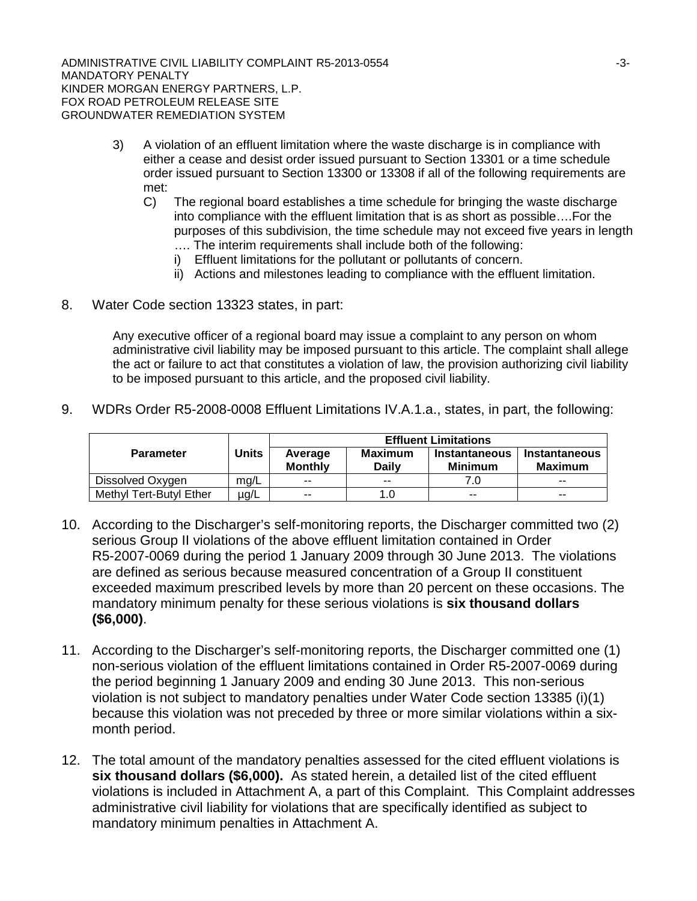3) A violation of an effluent limitation where the waste discharge is in compliance with either a cease and desist order issued pursuant to Section 13301 or a time schedule order issued pursuant to Section 13300 or 13308 if all of the following requirements are met:

   C) The regional board establishes a time schedule for bringing the waste discharge into compliance with the effluent limitation that is as short as possible….For the purposes of this subdivision, the time schedule may not exceed five years in length …. The interim requirements shall include both of the following:

      i) Effluent limitations for the pollutant or pollutants of concern.

      ii) Actions and milestones leading to compliance with the effluent limitation.

8. Water Code section 13323 states, in part:

   Any executive officer of a regional board may issue a complaint to any person on whom administrative civil liability may be imposed pursuant to this article. The complaint shall allege the act or failure to act that constitutes a violation of law, the provision authorizing civil liability to be imposed pursuant to this article, and the proposed civil liability.

9. WDRs Order R5-2008-0008 Effluent Limitations IV.A.1.a., states, in part, the following:

| Parameter | Units | Effluent Limitations | | | |
|---|---|---|---|---|---|
| | | Average Monthly | Maximum Daily | Instantaneous Minimum | Instantaneous Maximum |
| Dissolved Oxygen | mg/L | -- | -- | 7.0 | -- |
| Methyl Tert-Butyl Ether | µg/L | -- | 1.0 | -- | -- |

10. According to the Discharger's self-monitoring reports, the Discharger committed two (2) serious Group II violations of the above effluent limitation contained in Order R5-2007-0069 during the period 1 January 2009 through 30 June 2013. The violations are defined as serious because measured concentration of a Group II constituent exceeded maximum prescribed levels by more than 20 percent on these occasions. The mandatory minimum penalty for these serious violations is **six thousand dollars ($6,000)**.

11. According to the Discharger's self-monitoring reports, the Discharger committed one (1) non-serious violation of the effluent limitations contained in Order R5-2007-0069 during the period beginning 1 January 2009 and ending 30 June 2013. This non-serious violation is not subject to mandatory penalties under Water Code section 13385 (i)(1) because this violation was not preceded by three or more similar violations within a six-month period.

12. The total amount of the mandatory penalties assessed for the cited effluent violations is **six thousand dollars ($6,000).** As stated herein, a detailed list of the cited effluent violations is included in Attachment A, a part of this Complaint. This Complaint addresses administrative civil liability for violations that are specifically identified as subject to mandatory minimum penalties in Attachment A.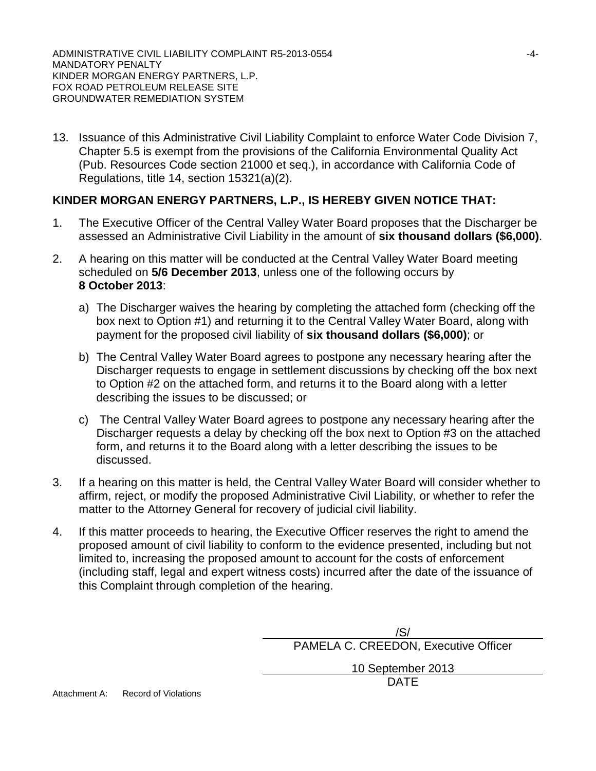13. Issuance of this Administrative Civil Liability Complaint to enforce Water Code Division 7, Chapter 5.5 is exempt from the provisions of the California Environmental Quality Act (Pub. Resources Code section 21000 et seq.), in accordance with California Code of Regulations, title 14, section 15321(a)(2).

**KINDER MORGAN ENERGY PARTNERS, L.P., IS HEREBY GIVEN NOTICE THAT:**

1. The Executive Officer of the Central Valley Water Board proposes that the Discharger be assessed an Administrative Civil Liability in the amount of **six thousand dollars ($6,000)**.

2. A hearing on this matter will be conducted at the Central Valley Water Board meeting scheduled on **5/6 December 2013**, unless one of the following occurs by **8 October 2013**:

   a) The Discharger waives the hearing by completing the attached form (checking off the box next to Option #1) and returning it to the Central Valley Water Board, along with payment for the proposed civil liability of **six thousand dollars ($6,000)**; or

   b) The Central Valley Water Board agrees to postpone any necessary hearing after the Discharger requests to engage in settlement discussions by checking off the box next to Option #2 on the attached form, and returns it to the Board along with a letter describing the issues to be discussed; or

   c) The Central Valley Water Board agrees to postpone any necessary hearing after the Discharger requests a delay by checking off the box next to Option #3 on the attached form, and returns it to the Board along with a letter describing the issues to be discussed.

3. If a hearing on this matter is held, the Central Valley Water Board will consider whether to affirm, reject, or modify the proposed Administrative Civil Liability, or whether to refer the matter to the Attorney General for recovery of judicial civil liability.

4. If this matter proceeds to hearing, the Executive Officer reserves the right to amend the proposed amount of civil liability to conform to the evidence presented, including but not limited to, increasing the proposed amount to account for the costs of enforcement (including staff, legal and expert witness costs) incurred after the date of the issuance of this Complaint through completion of the hearing.

/S/

PAMELA C. CREEDON, Executive Officer

10 September 2013

DATE

Attachment A: Record of Violations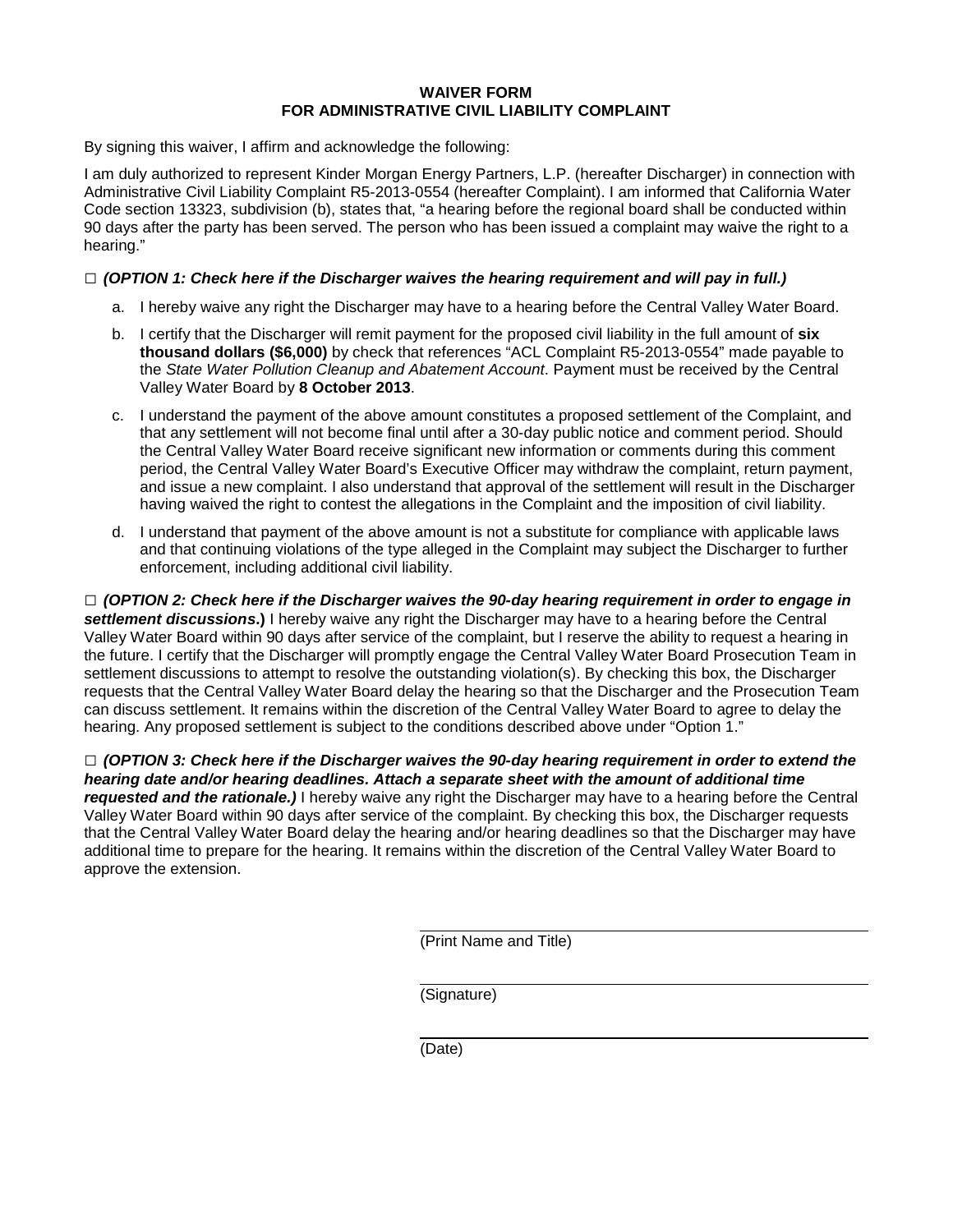**WAIVER FORM**
**FOR ADMINISTRATIVE CIVIL LIABILITY COMPLAINT**

By signing this waiver, I affirm and acknowledge the following:

I am duly authorized to represent Kinder Morgan Energy Partners, L.P. (hereafter Discharger) in connection with Administrative Civil Liability Complaint R5-2013-0554 (hereafter Complaint). I am informed that California Water Code section 13323, subdivision (b), states that, "a hearing before the regional board shall be conducted within 90 days after the party has been served. The person who has been issued a complaint may waive the right to a hearing."

□ ***(OPTION 1: Check here if the Discharger waives the hearing requirement and will pay in full.)***

a. I hereby waive any right the Discharger may have to a hearing before the Central Valley Water Board.

b. I certify that the Discharger will remit payment for the proposed civil liability in the full amount of **six thousand dollars ($6,000)** by check that references "ACL Complaint R5-2013-0554" made payable to the *State Water Pollution Cleanup and Abatement Account*. Payment must be received by the Central Valley Water Board by **8 October 2013**.

c. I understand the payment of the above amount constitutes a proposed settlement of the Complaint, and that any settlement will not become final until after a 30-day public notice and comment period. Should the Central Valley Water Board receive significant new information or comments during this comment period, the Central Valley Water Board's Executive Officer may withdraw the complaint, return payment, and issue a new complaint. I also understand that approval of the settlement will result in the Discharger having waived the right to contest the allegations in the Complaint and the imposition of civil liability.

d. I understand that payment of the above amount is not a substitute for compliance with applicable laws and that continuing violations of the type alleged in the Complaint may subject the Discharger to further enforcement, including additional civil liability.

□ ***(OPTION 2: Check here if the Discharger waives the 90-day hearing requirement in order to engage in settlement discussions.)*** I hereby waive any right the Discharger may have to a hearing before the Central Valley Water Board within 90 days after service of the complaint, but I reserve the ability to request a hearing in the future. I certify that the Discharger will promptly engage the Central Valley Water Board Prosecution Team in settlement discussions to attempt to resolve the outstanding violation(s). By checking this box, the Discharger requests that the Central Valley Water Board delay the hearing so that the Discharger and the Prosecution Team can discuss settlement. It remains within the discretion of the Central Valley Water Board to agree to delay the hearing. Any proposed settlement is subject to the conditions described above under "Option 1."

□ ***(OPTION 3: Check here if the Discharger waives the 90-day hearing requirement in order to extend the hearing date and/or hearing deadlines. Attach a separate sheet with the amount of additional time requested and the rationale.)*** I hereby waive any right the Discharger may have to a hearing before the Central Valley Water Board within 90 days after service of the complaint. By checking this box, the Discharger requests that the Central Valley Water Board delay the hearing and/or hearing deadlines so that the Discharger may have additional time to prepare for the hearing. It remains within the discretion of the Central Valley Water Board to approve the extension.

_______________________________
(Print Name and Title)

_______________________________
(Signature)

_______________________________
(Date)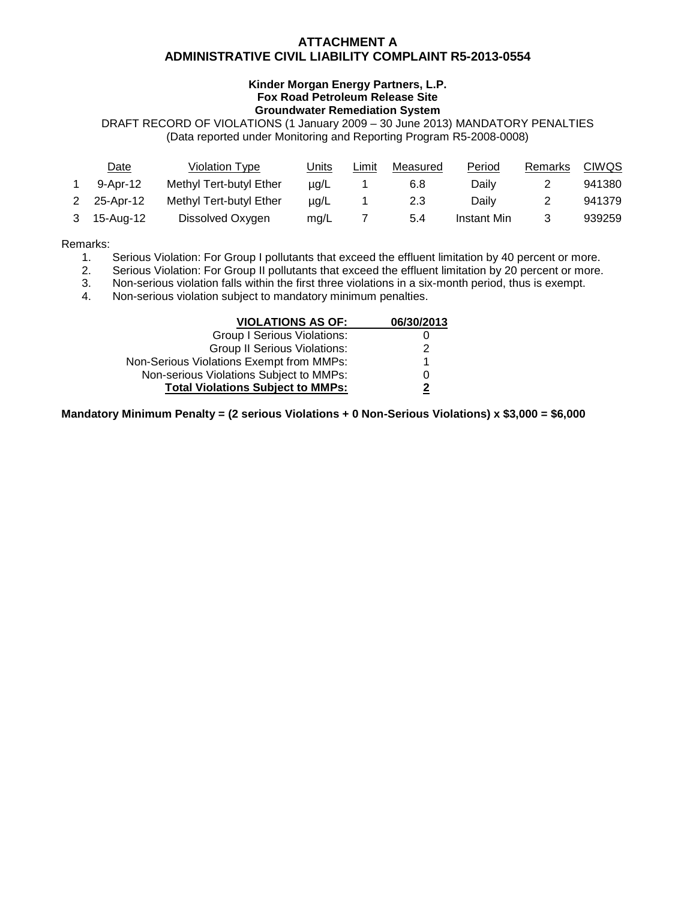# ATTACHMENT A
# ADMINISTRATIVE CIVIL LIABILITY COMPLAINT R5-2013-0554

### Kinder Morgan Energy Partners, L.P.
### Fox Road Petroleum Release Site
### Groundwater Remediation System

DRAFT RECORD OF VIOLATIONS (1 January 2009 – 30 June 2013) MANDATORY PENALTIES
(Data reported under Monitoring and Reporting Program R5-2008-0008)

| | Date | Violation Type | Units | Limit | Measured | Period | Remarks | CIWQS |
|---|---|---|---|---|---|---|---|---|
| 1 | 9-Apr-12 | Methyl Tert-butyl Ether | µg/L | 1 | 6.8 | Daily | 2 | 941380 |
| 2 | 25-Apr-12 | Methyl Tert-butyl Ether | µg/L | 1 | 2.3 | Daily | 2 | 941379 |
| 3 | 15-Aug-12 | Dissolved Oxygen | mg/L | 7 | 5.4 | Instant Min | 3 | 939259 |

Remarks:

1. Serious Violation: For Group I pollutants that exceed the effluent limitation by 40 percent or more.
2. Serious Violation: For Group II pollutants that exceed the effluent limitation by 20 percent or more.
3. Non-serious violation falls within the first three violations in a six-month period, thus is exempt.
4. Non-serious violation subject to mandatory minimum penalties.

| VIOLATIONS AS OF: | 06/30/2013 |
|---|---|
| Group I Serious Violations: | 0 |
| Group II Serious Violations: | 2 |
| Non-Serious Violations Exempt from MMPs: | 1 |
| Non-serious Violations Subject to MMPs: | 0 |
| **Total Violations Subject to MMPs:** | **2** |

**Mandatory Minimum Penalty = (2 serious Violations + 0 Non-Serious Violations) x $3,000 = $6,000**